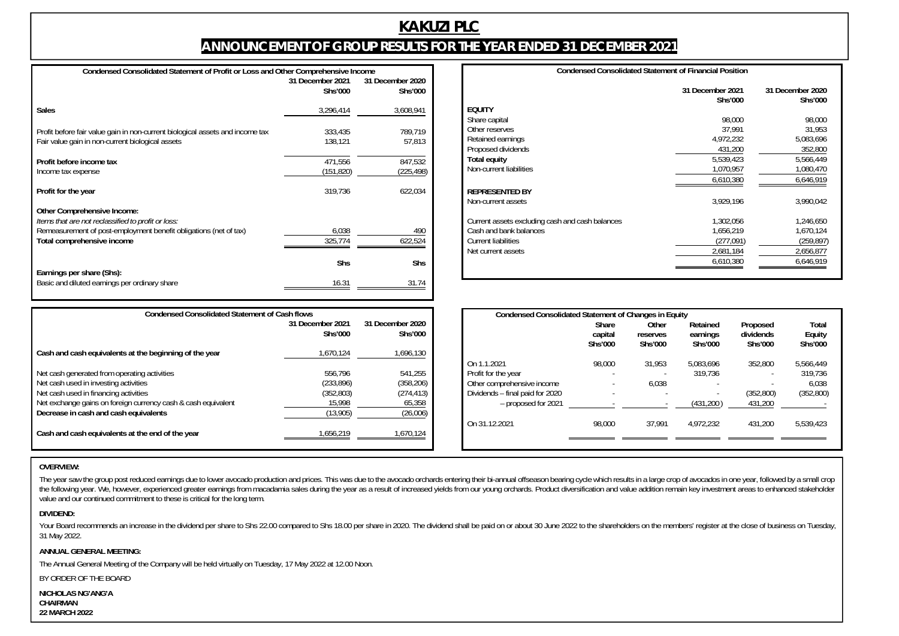# KAKUZI PLC

## ANNOUNCEMENT OF GROUP RESULTS FOR THE YEAR ENDED 31 DECEMBER 2021

### Condensed Consolidated Statement of Profit or Loss and Other Comprehensive Income

| | 31 December 2021 Shs'000 | 31 December 2020 Shs'000 |
|---|---|---|
| **Sales** | 3,296,414 | 3,608,941 |
| Profit before fair value gain in non-current biological assets and income tax | 333,435 | 789,719 |
| Fair value gain in non-current biological assets | 138,121 | 57,813 |
| **Profit before income tax** | 471,556 | 847,532 |
| Income tax expense | (151,820) | (225,498) |
| **Profit for the year** | 319,736 | 622,034 |
| **Other Comprehensive Income:** | | |
| *Items that are not reclassified to profit or loss:* | | |
| Remeasurement of post-employment benefit obligations (net of tax) | 6,038 | 490 |
| **Total comprehensive income** | 325,774 | 622,524 |
| | Shs | Shs |
| **Earnings per share (Shs):** | | |
| Basic and diluted earnings per ordinary share | 16.31 | 31.74 |

### Condensed Consolidated Statement of Financial Position

| | 31 December 2021 Shs'000 | 31 December 2020 Shs'000 |
|---|---|---|
| **EQUITY** | | |
| Share capital | 98,000 | 98,000 |
| Other reserves | 37,991 | 31,953 |
| Retained earnings | 4,972,232 | 5,083,696 |
| Proposed dividends | 431,200 | 352,800 |
| **Total equity** | 5,539,423 | 5,566,449 |
| Non-current liabilities | 1,070,957 | 1,080,470 |
| | 6,610,380 | 6,646,919 |
| **REPRESENTED BY** | | |
| Non-current assets | 3,929,196 | 3,990,042 |
| Current assets excluding cash and cash balances | 1,302,056 | 1,246,650 |
| Cash and bank balances | 1,656,219 | 1,670,124 |
| Current liabilities | (277,091) | (259,897) |
| Net current assets | 2,681,184 | 2,656,877 |
| | 6,610,380 | 6,646,919 |

### Condensed Consolidated Statement of Cash flows

| | 31 December 2021 Shs'000 | 31 December 2020 Shs'000 |
|---|---|---|
| **Cash and cash equivalents at the beginning of the year** | 1,670,124 | 1,696,130 |
| Net cash generated from operating activities | 556,796 | 541,255 |
| Net cash used in investing activities | (233,896) | (358,206) |
| Net cash used in financing activities | (352,803) | (274,413) |
| Net exchange gains on foreign currency cash & cash equivalent | 15,998 | 65,358 |
| **Decrease in cash and cash equivalents** | (13,905) | (26,006) |
| **Cash and cash equivalents at the end of the year** | 1,656,219 | 1,670,124 |

### Condensed Consolidated Statement of Changes in Equity

| | Share capital Shs'000 | Other reserves Shs'000 | Retained earnings Shs'000 | Proposed dividends Shs'000 | Total Equity Shs'000 |
|---|---|---|---|---|---|
| On 1.1.2021 | 98,000 | 31,953 | 5,083,696 | 352,800 | 5,566,449 |
| Profit for the year | - | - | 319,736 | - | 319,736 |
| Other comprehensive income | - | 6,038 | - | - | 6,038 |
| Dividends – final paid for 2020 | - | - | - | (352,800) | (352,800) |
| – proposed for 2021 | - | - | (431,200) | 431,200 | - |
| On 31.12.2021 | 98,000 | 37,991 | 4,972,232 | 431,200 | 5,539,423 |

**OVERVIEW:**

The year saw the group post reduced earnings due to lower avocado production and prices. This was due to the avocado orchards entering their bi-annual offseason bearing cycle which results in a large crop of avocados in one year, followed by a small crop the following year. We, however, experienced greater earnings from macadamia sales during the year as a result of increased yields from our young orchards. Product diversification and value addition remain key investment areas to enhanced stakeholder value and our continued commitment to these is critical for the long term.

**DIVIDEND:**

Your Board recommends an increase in the dividend per share to Shs 22.00 compared to Shs 18.00 per share in 2020. The dividend shall be paid on or about 30 June 2022 to the shareholders on the members' register at the close of business on Tuesday, 31 May 2022.

**ANNUAL GENERAL MEETING:**

The Annual General Meeting of the Company will be held virtually on Tuesday, 17 May 2022 at 12.00 Noon.

BY ORDER OF THE BOARD

**NICHOLAS NG'ANG'A**
**CHAIRMAN**
**22 MARCH 2022**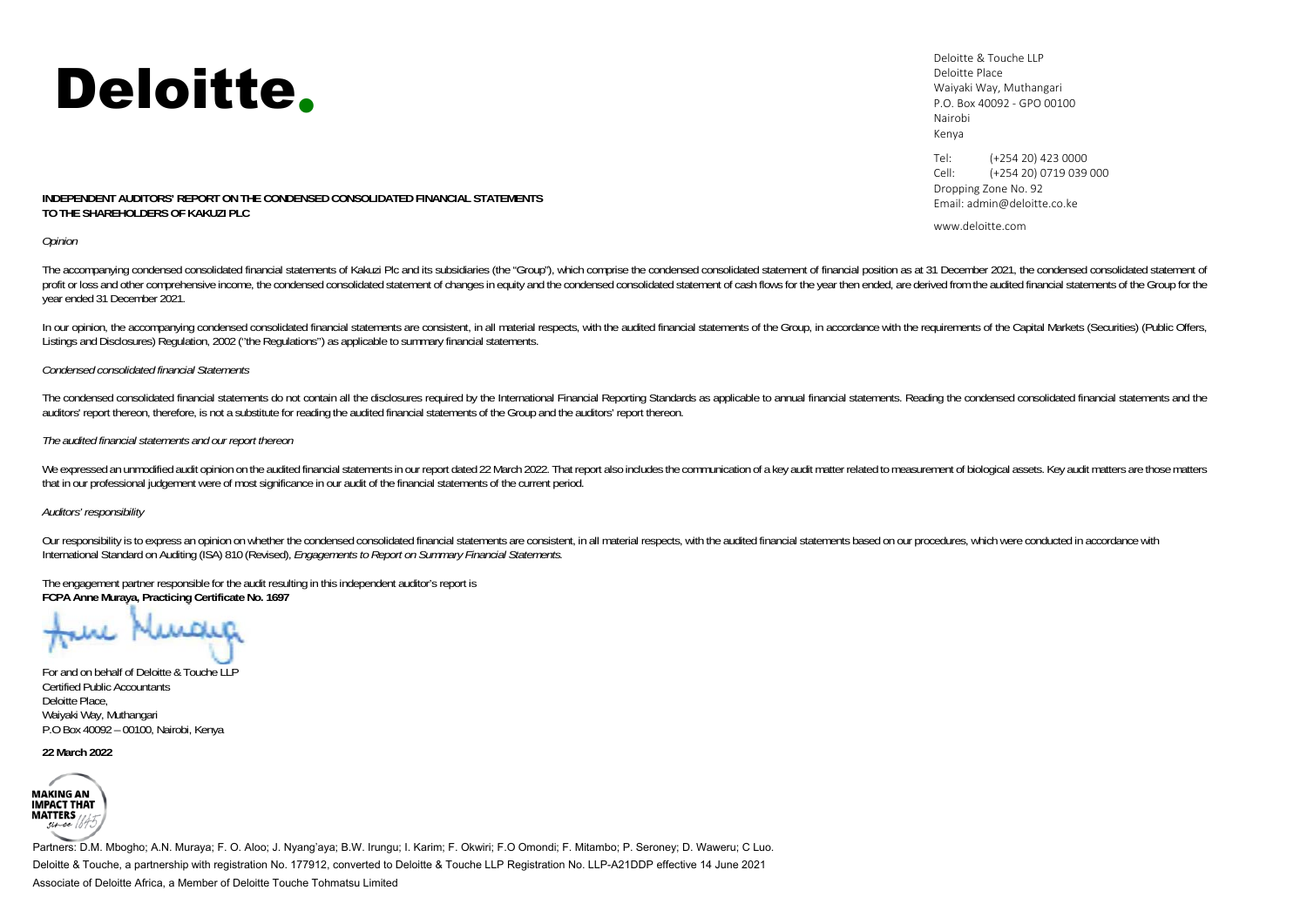# Deloitte.

Deloitte & Touche LLP
Deloitte Place
Waiyaki Way, Muthangari
P.O. Box 40092 - GPO 00100
Nairobi
Kenya

Tel: (+254 20) 423 0000
Cell: (+254 20) 0719 039 000
Dropping Zone No. 92
Email: admin@deloitte.co.ke

www.deloitte.com

**INDEPENDENT AUDITORS' REPORT ON THE CONDENSED CONSOLIDATED FINANCIAL STATEMENTS TO THE SHAREHOLDERS OF KAKUZI PLC**

*Opinion*

The accompanying condensed consolidated financial statements of Kakuzi Plc and its subsidiaries (the "Group"), which comprise the condensed consolidated statement of financial position as at 31 December 2021, the condensed consolidated statement of profit or loss and other comprehensive income, the condensed consolidated statement of changes in equity and the condensed consolidated statement of cash flows for the year then ended, are derived from the audited financial statements of the Group for the year ended 31 December 2021.

In our opinion, the accompanying condensed consolidated financial statements are consistent, in all material respects, with the audited financial statements of the Group, in accordance with the requirements of the Capital Markets (Securities) (Public Offers, Listings and Disclosures) Regulation, 2002 ("the Regulations") as applicable to summary financial statements.

*Condensed consolidated financial Statements*

The condensed consolidated financial statements do not contain all the disclosures required by the International Financial Reporting Standards as applicable to annual financial statements. Reading the condensed consolidated financial statements and the auditors' report thereon, therefore, is not a substitute for reading the audited financial statements of the Group and the auditors' report thereon.

*The audited financial statements and our report thereon*

We expressed an unmodified audit opinion on the audited financial statements in our report dated 22 March 2022. That report also includes the communication of a key audit matter related to measurement of biological assets. Key audit matters are those matters that in our professional judgement were of most significance in our audit of the financial statements of the current period.

*Auditors' responsibility*

Our responsibility is to express an opinion on whether the condensed consolidated financial statements are consistent, in all material respects, with the audited financial statements based on our procedures, which were conducted in accordance with International Standard on Auditing (ISA) 810 (Revised), *Engagements to Report on Summary Financial Statements.*

The engagement partner responsible for the audit resulting in this independent auditor's report is
**FCPA Anne Muraya, Practicing Certificate No. 1697**

For and on behalf of Deloitte & Touche LLP
Certified Public Accountants
Deloitte Place,
Waiyaki Way, Muthangari
P.O Box 40092 – 00100, Nairobi, Kenya

**22 March 2022**

MAKING AN IMPACT THAT MATTERS since 1845

Partners: D.M. Mbogho; A.N. Muraya; F. O. Aloo; J. Nyang'aya; B.W. Irungu; I. Karim; F. Okwiri; F.O Omondi; F. Mitambo; P. Seroney; D. Waweru; C Luo.
Deloitte & Touche, a partnership with registration No. 177912, converted to Deloitte & Touche LLP Registration No. LLP-A21DDP effective 14 June 2021
Associate of Deloitte Africa, a Member of Deloitte Touche Tohmatsu Limited